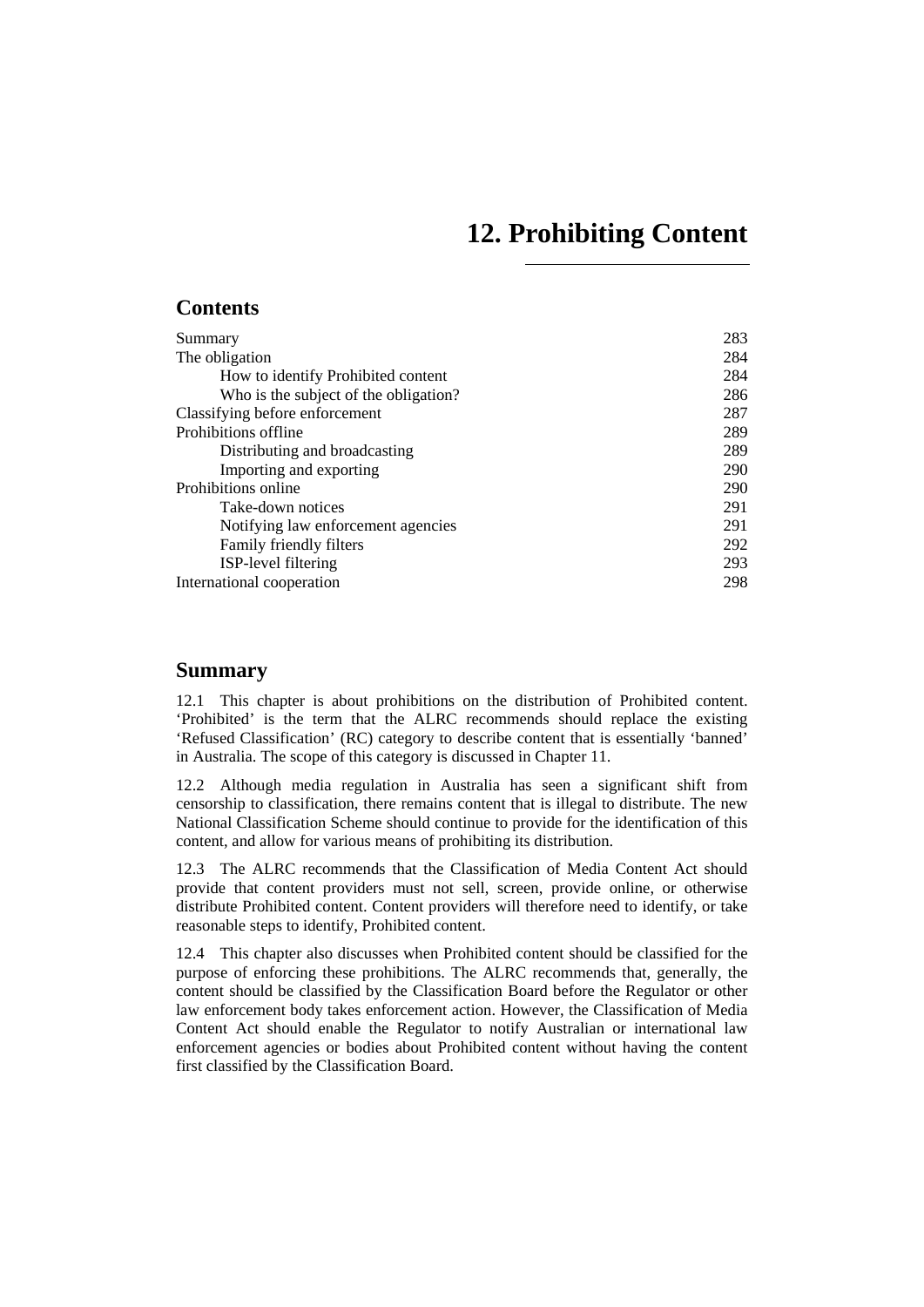# 12. Prohibiting Content

## Contents

| | |
|---|---|
| Summary | 283 |
| The obligation | 284 |
| How to identify Prohibited content | 284 |
| Who is the subject of the obligation? | 286 |
| Classifying before enforcement | 287 |
| Prohibitions offline | 289 |
| Distributing and broadcasting | 289 |
| Importing and exporting | 290 |
| Prohibitions online | 290 |
| Take-down notices | 291 |
| Notifying law enforcement agencies | 291 |
| Family friendly filters | 292 |
| ISP-level filtering | 293 |
| International cooperation | 298 |

## Summary

12.1 This chapter is about prohibitions on the distribution of Prohibited content. 'Prohibited' is the term that the ALRC recommends should replace the existing 'Refused Classification' (RC) category to describe content that is essentially 'banned' in Australia. The scope of this category is discussed in Chapter 11.

12.2 Although media regulation in Australia has seen a significant shift from censorship to classification, there remains content that is illegal to distribute. The new National Classification Scheme should continue to provide for the identification of this content, and allow for various means of prohibiting its distribution.

12.3 The ALRC recommends that the Classification of Media Content Act should provide that content providers must not sell, screen, provide online, or otherwise distribute Prohibited content. Content providers will therefore need to identify, or take reasonable steps to identify, Prohibited content.

12.4 This chapter also discusses when Prohibited content should be classified for the purpose of enforcing these prohibitions. The ALRC recommends that, generally, the content should be classified by the Classification Board before the Regulator or other law enforcement body takes enforcement action. However, the Classification of Media Content Act should enable the Regulator to notify Australian or international law enforcement agencies or bodies about Prohibited content without having the content first classified by the Classification Board.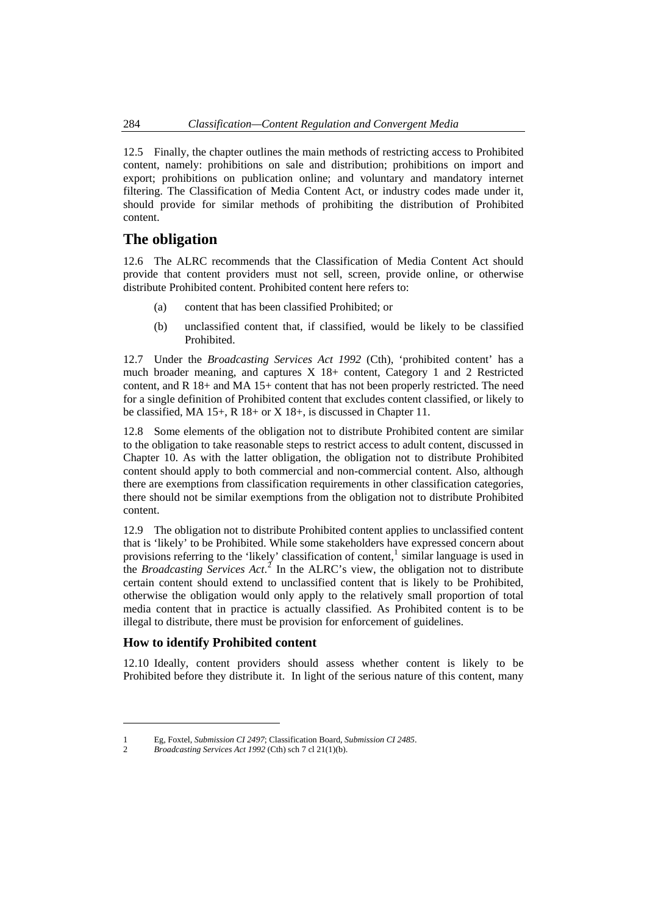12.5 Finally, the chapter outlines the main methods of restricting access to Prohibited content, namely: prohibitions on sale and distribution; prohibitions on import and export; prohibitions on publication online; and voluntary and mandatory internet filtering. The Classification of Media Content Act, or industry codes made under it, should provide for similar methods of prohibiting the distribution of Prohibited content.

## The obligation

12.6 The ALRC recommends that the Classification of Media Content Act should provide that content providers must not sell, screen, provide online, or otherwise distribute Prohibited content. Prohibited content here refers to:

(a) content that has been classified Prohibited; or

(b) unclassified content that, if classified, would be likely to be classified Prohibited.

12.7 Under the *Broadcasting Services Act 1992* (Cth), 'prohibited content' has a much broader meaning, and captures X 18+ content, Category 1 and 2 Restricted content, and R 18+ and MA 15+ content that has not been properly restricted. The need for a single definition of Prohibited content that excludes content classified, or likely to be classified, MA 15+, R 18+ or X 18+, is discussed in Chapter 11.

12.8 Some elements of the obligation not to distribute Prohibited content are similar to the obligation to take reasonable steps to restrict access to adult content, discussed in Chapter 10. As with the latter obligation, the obligation not to distribute Prohibited content should apply to both commercial and non-commercial content. Also, although there are exemptions from classification requirements in other classification categories, there should not be similar exemptions from the obligation not to distribute Prohibited content.

12.9 The obligation not to distribute Prohibited content applies to unclassified content that is 'likely' to be Prohibited. While some stakeholders have expressed concern about provisions referring to the 'likely' classification of content,[1] similar language is used in the *Broadcasting Services Act*.[2] In the ALRC's view, the obligation not to distribute certain content should extend to unclassified content that is likely to be Prohibited, otherwise the obligation would only apply to the relatively small proportion of total media content that in practice is actually classified. As Prohibited content is to be illegal to distribute, there must be provision for enforcement of guidelines.

### How to identify Prohibited content

12.10 Ideally, content providers should assess whether content is likely to be Prohibited before they distribute it. In light of the serious nature of this content, many

---

1 Eg, Foxtel, *Submission CI 2497*; Classification Board, *Submission CI 2485*.

2 *Broadcasting Services Act 1992* (Cth) sch 7 cl 21(1)(b).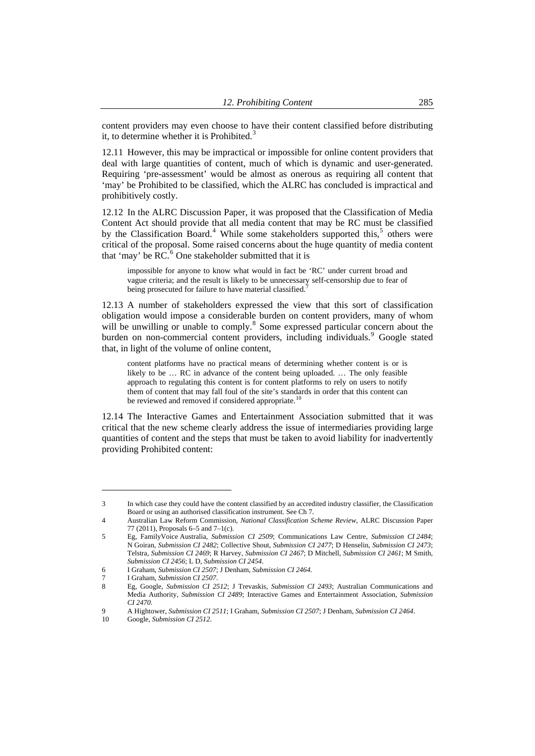content providers may even choose to have their content classified before distributing it, to determine whether it is Prohibited.[3]

12.11 However, this may be impractical or impossible for online content providers that deal with large quantities of content, much of which is dynamic and user-generated. Requiring 'pre-assessment' would be almost as onerous as requiring all content that 'may' be Prohibited to be classified, which the ALRC has concluded is impractical and prohibitively costly.

12.12 In the ALRC Discussion Paper, it was proposed that the Classification of Media Content Act should provide that all media content that may be RC must be classified by the Classification Board.[4] While some stakeholders supported this,[5] others were critical of the proposal. Some raised concerns about the huge quantity of media content that 'may' be RC.[6] One stakeholder submitted that it is

> impossible for anyone to know what would in fact be 'RC' under current broad and vague criteria; and the result is likely to be unnecessary self-censorship due to fear of being prosecuted for failure to have material classified.[7]

12.13 A number of stakeholders expressed the view that this sort of classification obligation would impose a considerable burden on content providers, many of whom will be unwilling or unable to comply.[8] Some expressed particular concern about the burden on non-commercial content providers, including individuals.[9] Google stated that, in light of the volume of online content,

> content platforms have no practical means of determining whether content is or is likely to be … RC in advance of the content being uploaded. … The only feasible approach to regulating this content is for content platforms to rely on users to notify them of content that may fall foul of the site's standards in order that this content can be reviewed and removed if considered appropriate.[10]

12.14 The Interactive Games and Entertainment Association submitted that it was critical that the new scheme clearly address the issue of intermediaries providing large quantities of content and the steps that must be taken to avoid liability for inadvertently providing Prohibited content:

---

3 In which case they could have the content classified by an accredited industry classifier, the Classification Board or using an authorised classification instrument. See Ch 7.

4 Australian Law Reform Commission, *National Classification Scheme Review*, ALRC Discussion Paper 77 (2011), Proposals 6–5 and 7–1(c).

5 Eg, FamilyVoice Australia, *Submission CI 2509*; Communications Law Centre, *Submission CI 2484*; N Goiran, *Submission CI 2482*; Collective Shout, *Submission CI 2477*; D Henselin, *Submission CI 2473*; Telstra, *Submission CI 2469*; R Harvey, *Submission CI 2467*; D Mitchell, *Submission CI 2461*; M Smith, *Submission CI 2456*; L D, *Submission CI 2454*.

6 I Graham, *Submission CI 2507*; J Denham, *Submission CI 2464*.

7 I Graham, *Submission CI 2507*.

8 Eg, Google, *Submission CI 2512*; J Trevaskis, *Submission CI 2493*; Australian Communications and Media Authority, *Submission CI 2489*; Interactive Games and Entertainment Association, *Submission CI 2470*.

9 A Hightower, *Submission CI 2511*; I Graham, *Submission CI 2507*; J Denham, *Submission CI 2464*.

10 Google, *Submission CI 2512*.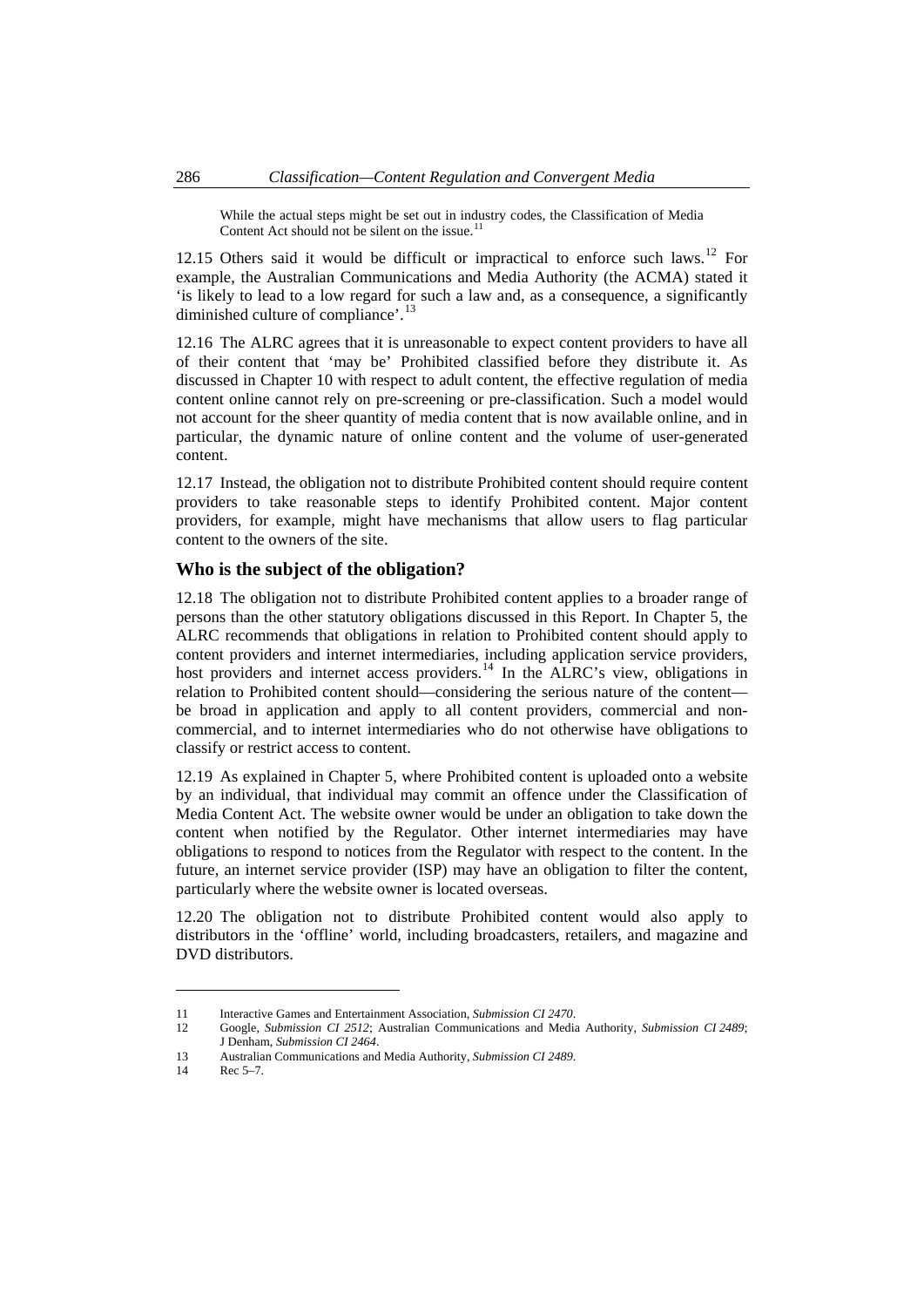> While the actual steps might be set out in industry codes, the Classification of Media Content Act should not be silent on the issue.[11]

12.15 Others said it would be difficult or impractical to enforce such laws.[12] For example, the Australian Communications and Media Authority (the ACMA) stated it 'is likely to lead to a low regard for such a law and, as a consequence, a significantly diminished culture of compliance'.[13]

12.16 The ALRC agrees that it is unreasonable to expect content providers to have all of their content that 'may be' Prohibited classified before they distribute it. As discussed in Chapter 10 with respect to adult content, the effective regulation of media content online cannot rely on pre-screening or pre-classification. Such a model would not account for the sheer quantity of media content that is now available online, and in particular, the dynamic nature of online content and the volume of user-generated content.

12.17 Instead, the obligation not to distribute Prohibited content should require content providers to take reasonable steps to identify Prohibited content. Major content providers, for example, might have mechanisms that allow users to flag particular content to the owners of the site.

### Who is the subject of the obligation?

12.18 The obligation not to distribute Prohibited content applies to a broader range of persons than the other statutory obligations discussed in this Report. In Chapter 5, the ALRC recommends that obligations in relation to Prohibited content should apply to content providers and internet intermediaries, including application service providers, host providers and internet access providers.[14] In the ALRC's view, obligations in relation to Prohibited content should—considering the serious nature of the content—be broad in application and apply to all content providers, commercial and non-commercial, and to internet intermediaries who do not otherwise have obligations to classify or restrict access to content.

12.19 As explained in Chapter 5, where Prohibited content is uploaded onto a website by an individual, that individual may commit an offence under the Classification of Media Content Act. The website owner would be under an obligation to take down the content when notified by the Regulator. Other internet intermediaries may have obligations to respond to notices from the Regulator with respect to the content. In the future, an internet service provider (ISP) may have an obligation to filter the content, particularly where the website owner is located overseas.

12.20 The obligation not to distribute Prohibited content would also apply to distributors in the 'offline' world, including broadcasters, retailers, and magazine and DVD distributors.

---

11 Interactive Games and Entertainment Association, *Submission CI 2470*.

12 Google, *Submission CI 2512*; Australian Communications and Media Authority, *Submission CI 2489*; J Denham, *Submission CI 2464*.

13 Australian Communications and Media Authority, *Submission CI 2489*.

14 Rec 5–7.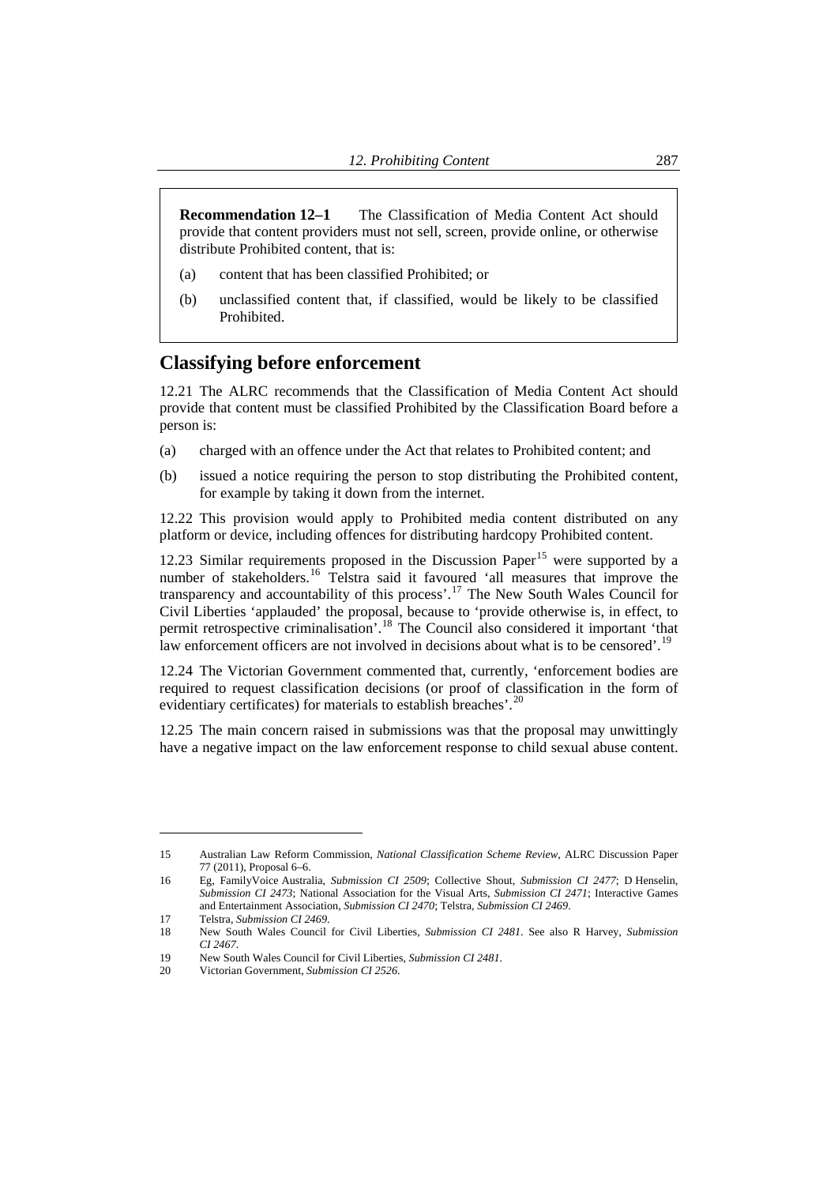**Recommendation 12–1** The Classification of Media Content Act should provide that content providers must not sell, screen, provide online, or otherwise distribute Prohibited content, that is:

(a) content that has been classified Prohibited; or

(b) unclassified content that, if classified, would be likely to be classified Prohibited.

## Classifying before enforcement

12.21 The ALRC recommends that the Classification of Media Content Act should provide that content must be classified Prohibited by the Classification Board before a person is:

(a) charged with an offence under the Act that relates to Prohibited content; and

(b) issued a notice requiring the person to stop distributing the Prohibited content, for example by taking it down from the internet.

12.22 This provision would apply to Prohibited media content distributed on any platform or device, including offences for distributing hardcopy Prohibited content.

12.23 Similar requirements proposed in the Discussion Paper[15] were supported by a number of stakeholders.[16] Telstra said it favoured 'all measures that improve the transparency and accountability of this process'.[17] The New South Wales Council for Civil Liberties 'applauded' the proposal, because to 'provide otherwise is, in effect, to permit retrospective criminalisation'.[18] The Council also considered it important 'that law enforcement officers are not involved in decisions about what is to be censored'.[19]

12.24 The Victorian Government commented that, currently, 'enforcement bodies are required to request classification decisions (or proof of classification in the form of evidentiary certificates) for materials to establish breaches'.[20]

12.25 The main concern raised in submissions was that the proposal may unwittingly have a negative impact on the law enforcement response to child sexual abuse content.

---

15 Australian Law Reform Commission, *National Classification Scheme Review*, ALRC Discussion Paper 77 (2011), Proposal 6–6.

16 Eg, FamilyVoice Australia, *Submission CI 2509*; Collective Shout, *Submission CI 2477*; D Henselin, *Submission CI 2473*; National Association for the Visual Arts, *Submission CI 2471*; Interactive Games and Entertainment Association, *Submission CI 2470*; Telstra, *Submission CI 2469*.

17 Telstra, *Submission CI 2469*.

18 New South Wales Council for Civil Liberties, *Submission CI 2481*. See also R Harvey, *Submission CI 2467*.

19 New South Wales Council for Civil Liberties, *Submission CI 2481*.

20 Victorian Government, *Submission CI 2526*.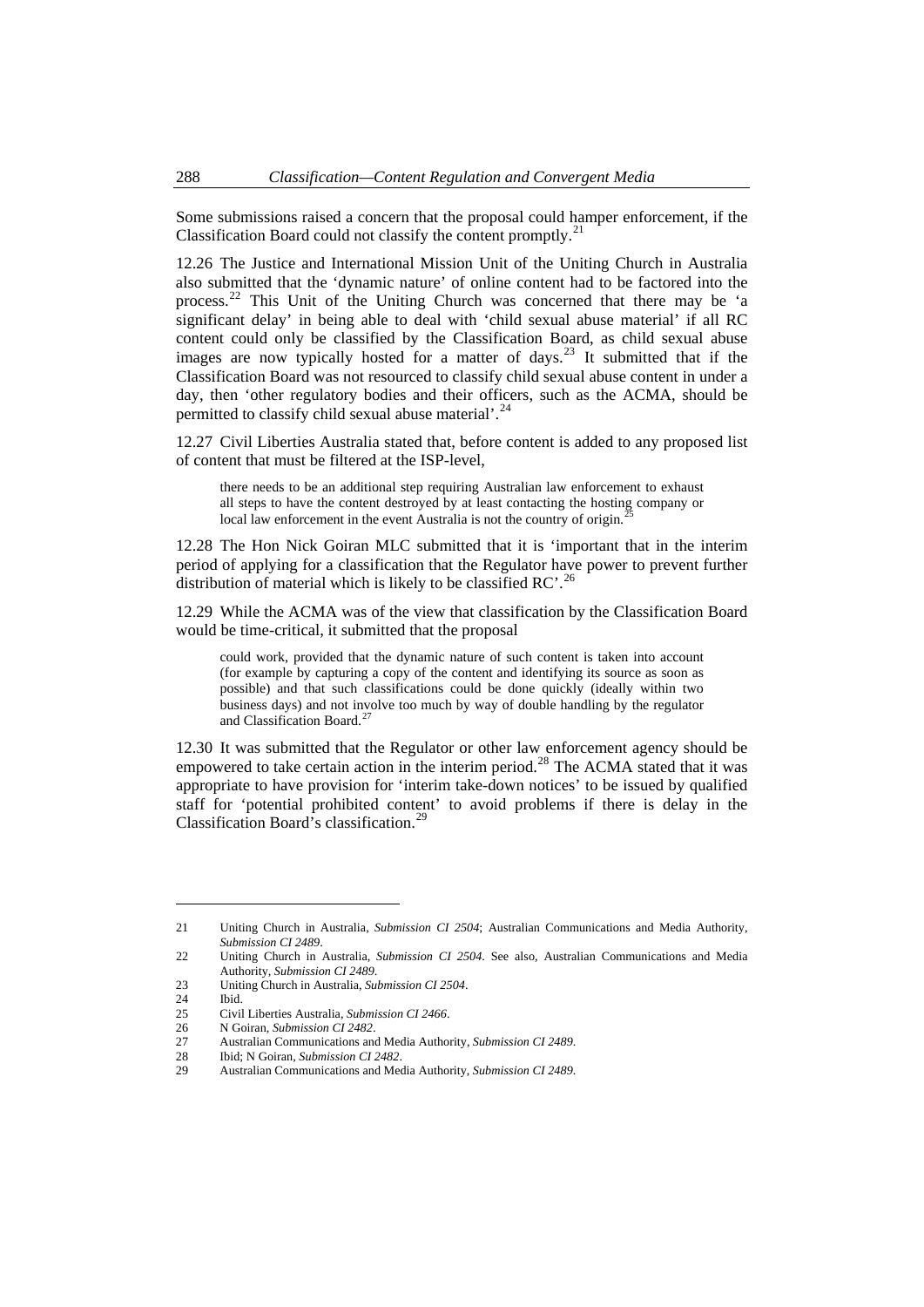Some submissions raised a concern that the proposal could hamper enforcement, if the Classification Board could not classify the content promptly.[21]

12.26 The Justice and International Mission Unit of the Uniting Church in Australia also submitted that the 'dynamic nature' of online content had to be factored into the process.[22] This Unit of the Uniting Church was concerned that there may be 'a significant delay' in being able to deal with 'child sexual abuse material' if all RC content could only be classified by the Classification Board, as child sexual abuse images are now typically hosted for a matter of days.[23] It submitted that if the Classification Board was not resourced to classify child sexual abuse content in under a day, then 'other regulatory bodies and their officers, such as the ACMA, should be permitted to classify child sexual abuse material'.[24]

12.27 Civil Liberties Australia stated that, before content is added to any proposed list of content that must be filtered at the ISP-level,

> there needs to be an additional step requiring Australian law enforcement to exhaust all steps to have the content destroyed by at least contacting the hosting company or local law enforcement in the event Australia is not the country of origin.[25]

12.28 The Hon Nick Goiran MLC submitted that it is 'important that in the interim period of applying for a classification that the Regulator have power to prevent further distribution of material which is likely to be classified RC'.[26]

12.29 While the ACMA was of the view that classification by the Classification Board would be time-critical, it submitted that the proposal

> could work, provided that the dynamic nature of such content is taken into account (for example by capturing a copy of the content and identifying its source as soon as possible) and that such classifications could be done quickly (ideally within two business days) and not involve too much by way of double handling by the regulator and Classification Board.[27]

12.30 It was submitted that the Regulator or other law enforcement agency should be empowered to take certain action in the interim period.[28] The ACMA stated that it was appropriate to have provision for 'interim take-down notices' to be issued by qualified staff for 'potential prohibited content' to avoid problems if there is delay in the Classification Board's classification.[29]

---

21 Uniting Church in Australia, *Submission CI 2504*; Australian Communications and Media Authority, *Submission CI 2489*.

22 Uniting Church in Australia, *Submission CI 2504*. See also, Australian Communications and Media Authority, *Submission CI 2489*.

23 Uniting Church in Australia, *Submission CI 2504*.

24 Ibid.

25 Civil Liberties Australia, *Submission CI 2466*.

26 N Goiran, *Submission CI 2482*.

27 Australian Communications and Media Authority, *Submission CI 2489*.

28 Ibid; N Goiran, *Submission CI 2482*.

29 Australian Communications and Media Authority, *Submission CI 2489*.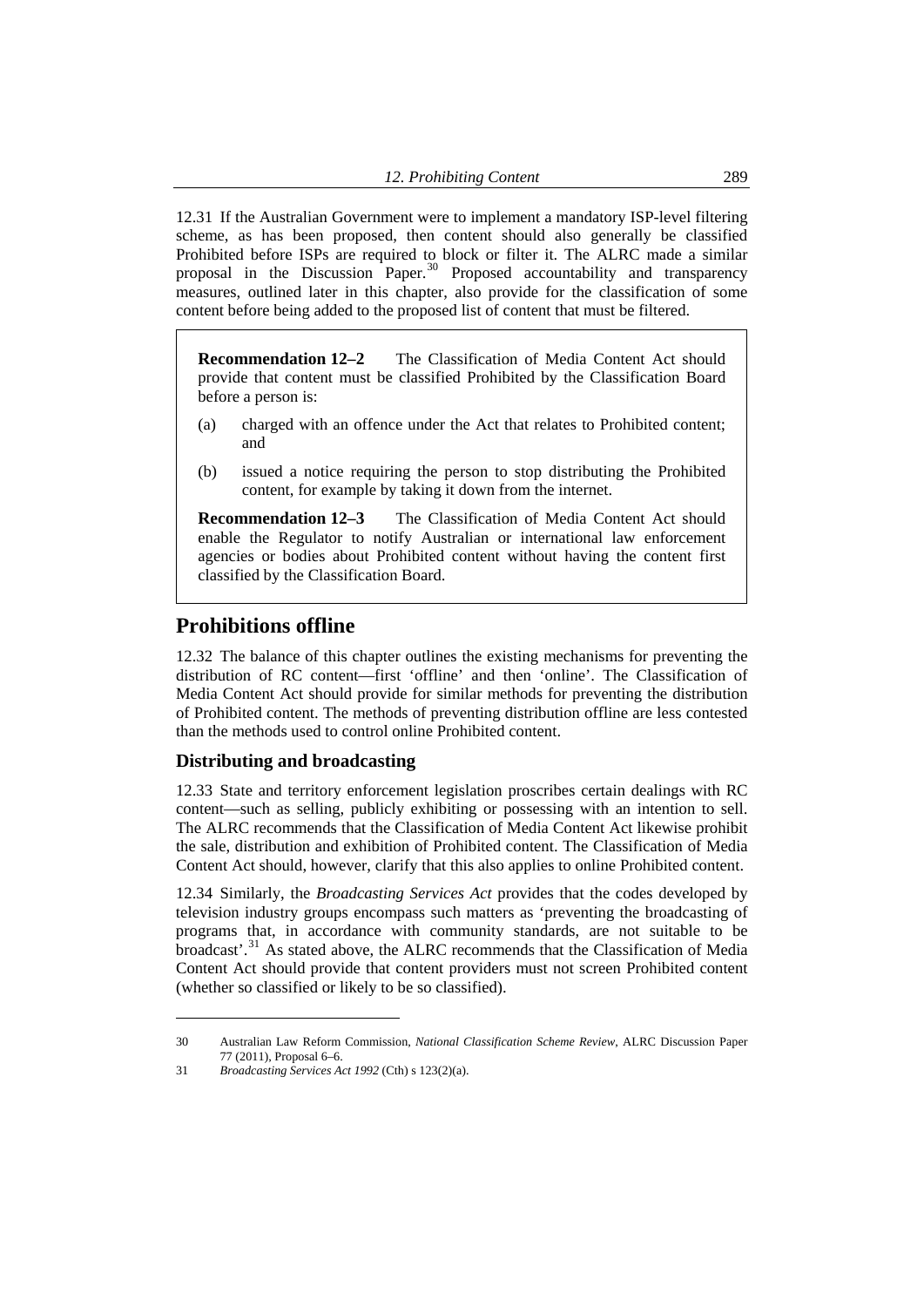12.31 If the Australian Government were to implement a mandatory ISP-level filtering scheme, as has been proposed, then content should also generally be classified Prohibited before ISPs are required to block or filter it. The ALRC made a similar proposal in the Discussion Paper.[30] Proposed accountability and transparency measures, outlined later in this chapter, also provide for the classification of some content before being added to the proposed list of content that must be filtered.

> **Recommendation 12–2** The Classification of Media Content Act should provide that content must be classified Prohibited by the Classification Board before a person is:
>
> (a) charged with an offence under the Act that relates to Prohibited content; and
>
> (b) issued a notice requiring the person to stop distributing the Prohibited content, for example by taking it down from the internet.
>
> **Recommendation 12–3** The Classification of Media Content Act should enable the Regulator to notify Australian or international law enforcement agencies or bodies about Prohibited content without having the content first classified by the Classification Board.

## Prohibitions offline

12.32 The balance of this chapter outlines the existing mechanisms for preventing the distribution of RC content—first 'offline' and then 'online'. The Classification of Media Content Act should provide for similar methods for preventing the distribution of Prohibited content. The methods of preventing distribution offline are less contested than the methods used to control online Prohibited content.

### Distributing and broadcasting

12.33 State and territory enforcement legislation proscribes certain dealings with RC content—such as selling, publicly exhibiting or possessing with an intention to sell. The ALRC recommends that the Classification of Media Content Act likewise prohibit the sale, distribution and exhibition of Prohibited content. The Classification of Media Content Act should, however, clarify that this also applies to online Prohibited content.

12.34 Similarly, the *Broadcasting Services Act* provides that the codes developed by television industry groups encompass such matters as 'preventing the broadcasting of programs that, in accordance with community standards, are not suitable to be broadcast'.[31] As stated above, the ALRC recommends that the Classification of Media Content Act should provide that content providers must not screen Prohibited content (whether so classified or likely to be so classified).

---

30 Australian Law Reform Commission, *National Classification Scheme Review*, ALRC Discussion Paper 77 (2011), Proposal 6–6.

31 *Broadcasting Services Act 1992* (Cth) s 123(2)(a).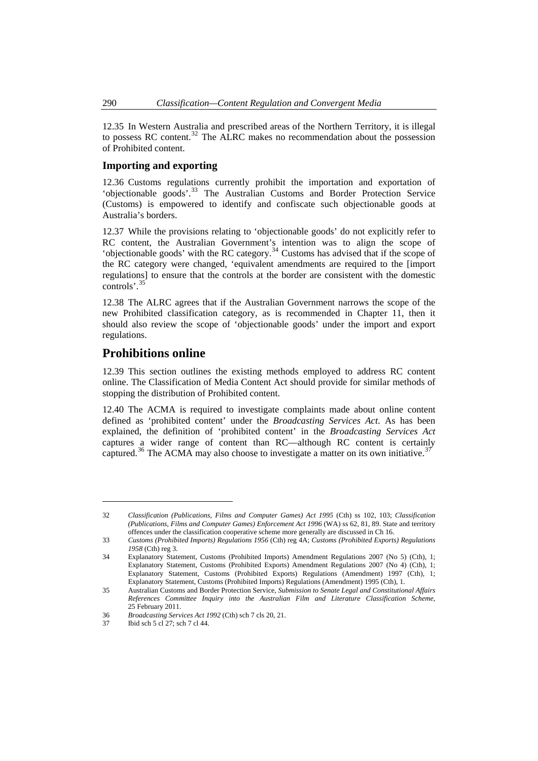12.35 In Western Australia and prescribed areas of the Northern Territory, it is illegal to possess RC content.[32] The ALRC makes no recommendation about the possession of Prohibited content.

### Importing and exporting

12.36 Customs regulations currently prohibit the importation and exportation of 'objectionable goods'.[33] The Australian Customs and Border Protection Service (Customs) is empowered to identify and confiscate such objectionable goods at Australia's borders.

12.37 While the provisions relating to 'objectionable goods' do not explicitly refer to RC content, the Australian Government's intention was to align the scope of 'objectionable goods' with the RC category.[34] Customs has advised that if the scope of the RC category were changed, 'equivalent amendments are required to the [import regulations] to ensure that the controls at the border are consistent with the domestic controls'.[35]

12.38 The ALRC agrees that if the Australian Government narrows the scope of the new Prohibited classification category, as is recommended in Chapter 11, then it should also review the scope of 'objectionable goods' under the import and export regulations.

## Prohibitions online

12.39 This section outlines the existing methods employed to address RC content online. The Classification of Media Content Act should provide for similar methods of stopping the distribution of Prohibited content.

12.40 The ACMA is required to investigate complaints made about online content defined as 'prohibited content' under the *Broadcasting Services Act*. As has been explained, the definition of 'prohibited content' in the *Broadcasting Services Act* captures a wider range of content than RC—although RC content is certainly captured.[36] The ACMA may also choose to investigate a matter on its own initiative.[37]

---

32 *Classification (Publications, Films and Computer Games) Act 1995* (Cth) ss 102, 103; *Classification (Publications, Films and Computer Games) Enforcement Act 1996* (WA) ss 62, 81, 89. State and territory offences under the classification cooperative scheme more generally are discussed in Ch 16.

33 *Customs (Prohibited Imports) Regulations 1956* (Cth) reg 4A; *Customs (Prohibited Exports) Regulations 1958* (Cth) reg 3.

34 Explanatory Statement, Customs (Prohibited Imports) Amendment Regulations 2007 (No 5) (Cth), 1; Explanatory Statement, Customs (Prohibited Exports) Amendment Regulations 2007 (No 4) (Cth), 1; Explanatory Statement, Customs (Prohibited Exports) Regulations (Amendment) 1997 (Cth), 1; Explanatory Statement, Customs (Prohibited Imports) Regulations (Amendment) 1995 (Cth), 1.

35 Australian Customs and Border Protection Service, *Submission to Senate Legal and Constitutional Affairs References Committee Inquiry into the Australian Film and Literature Classification Scheme*, 25 February 2011.

36 *Broadcasting Services Act 1992* (Cth) sch 7 cls 20, 21.

37 Ibid sch 5 cl 27; sch 7 cl 44.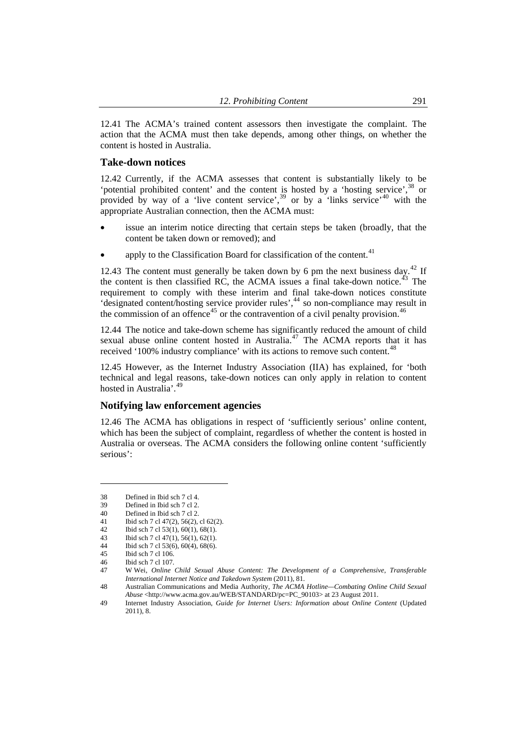12.41 The ACMA's trained content assessors then investigate the complaint. The action that the ACMA must then take depends, among other things, on whether the content is hosted in Australia.

### Take-down notices

12.42 Currently, if the ACMA assesses that content is substantially likely to be 'potential prohibited content' and the content is hosted by a 'hosting service',[38] or provided by way of a 'live content service',[39] or by a 'links service'[40] with the appropriate Australian connection, then the ACMA must:

- issue an interim notice directing that certain steps be taken (broadly, that the content be taken down or removed); and
- apply to the Classification Board for classification of the content.[41]

12.43 The content must generally be taken down by 6 pm the next business day.[42] If the content is then classified RC, the ACMA issues a final take-down notice.[43] The requirement to comply with these interim and final take-down notices constitute 'designated content/hosting service provider rules',[44] so non-compliance may result in the commission of an offence[45] or the contravention of a civil penalty provision.[46]

12.44 The notice and take-down scheme has significantly reduced the amount of child sexual abuse online content hosted in Australia.[47] The ACMA reports that it has received '100% industry compliance' with its actions to remove such content.[48]

12.45 However, as the Internet Industry Association (IIA) has explained, for 'both technical and legal reasons, take-down notices can only apply in relation to content hosted in Australia'.[49]

### Notifying law enforcement agencies

12.46 The ACMA has obligations in respect of 'sufficiently serious' online content, which has been the subject of complaint, regardless of whether the content is hosted in Australia or overseas. The ACMA considers the following online content 'sufficiently serious':

---

38 Defined in Ibid sch 7 cl 4.

39 Defined in Ibid sch 7 cl 2.

40 Defined in Ibid sch 7 cl 2.

41 Ibid sch 7 cl 47(2), 56(2), cl 62(2).

42 Ibid sch 7 cl 53(1), 60(1), 68(1).

43 Ibid sch 7 cl 47(1), 56(1), 62(1).

44 Ibid sch 7 cl 53(6), 60(4), 68(6).

45 Ibid sch 7 cl 106.

46 Ibid sch 7 cl 107.

47 W Wei, *Online Child Sexual Abuse Content: The Development of a Comprehensive, Transferable International Internet Notice and Takedown System* (2011), 81.

48 Australian Communications and Media Authority, *The ACMA Hotline—Combating Online Child Sexual Abuse* <http://www.acma.gov.au/WEB/STANDARD/pc=PC_90103> at 23 August 2011.

49 Internet Industry Association, *Guide for Internet Users: Information about Online Content* (Updated 2011), 8.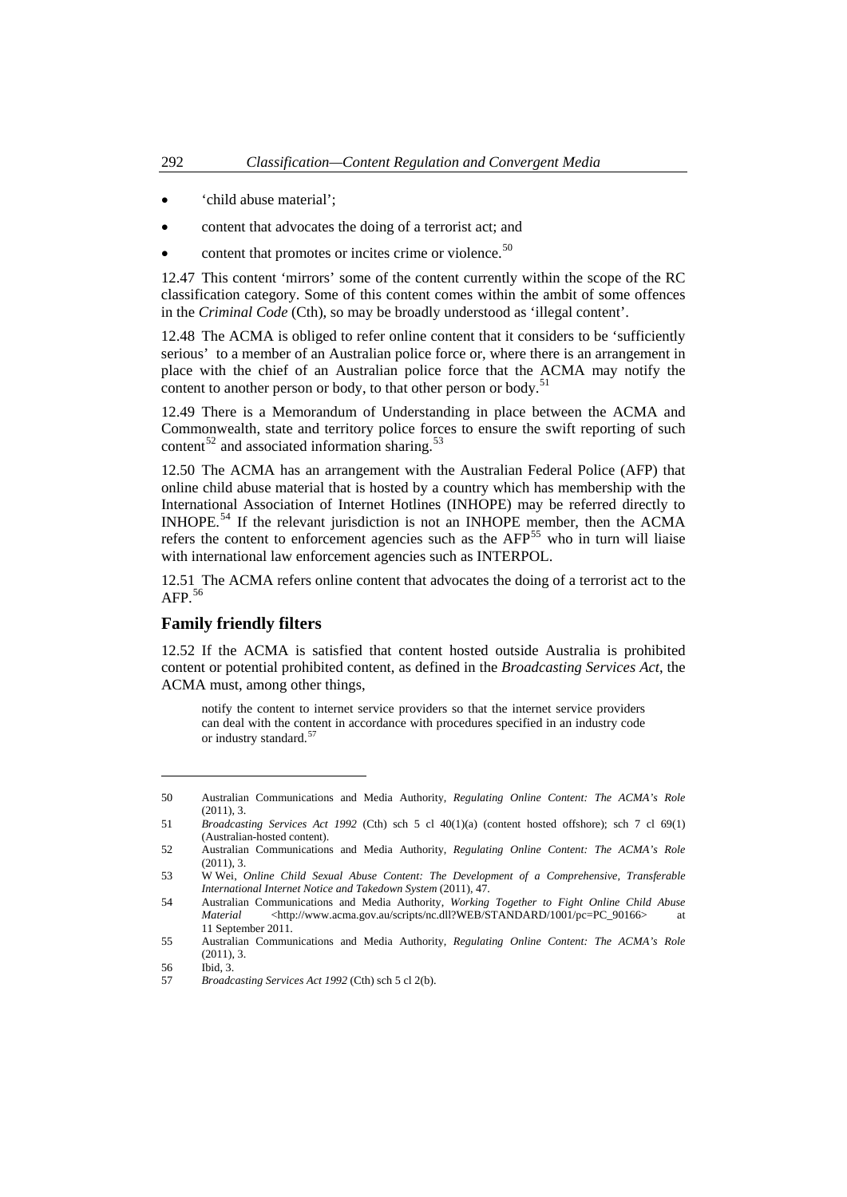- 'child abuse material';
- content that advocates the doing of a terrorist act; and
- content that promotes or incites crime or violence.[50]

12.47 This content 'mirrors' some of the content currently within the scope of the RC classification category. Some of this content comes within the ambit of some offences in the *Criminal Code* (Cth), so may be broadly understood as 'illegal content'.

12.48 The ACMA is obliged to refer online content that it considers to be 'sufficiently serious' to a member of an Australian police force or, where there is an arrangement in place with the chief of an Australian police force that the ACMA may notify the content to another person or body, to that other person or body.[51]

12.49 There is a Memorandum of Understanding in place between the ACMA and Commonwealth, state and territory police forces to ensure the swift reporting of such content[52] and associated information sharing.[53]

12.50 The ACMA has an arrangement with the Australian Federal Police (AFP) that online child abuse material that is hosted by a country which has membership with the International Association of Internet Hotlines (INHOPE) may be referred directly to INHOPE.[54] If the relevant jurisdiction is not an INHOPE member, then the ACMA refers the content to enforcement agencies such as the AFP[55] who in turn will liaise with international law enforcement agencies such as INTERPOL.

12.51 The ACMA refers online content that advocates the doing of a terrorist act to the AFP.[56]

## Family friendly filters

12.52 If the ACMA is satisfied that content hosted outside Australia is prohibited content or potential prohibited content, as defined in the *Broadcasting Services Act*, the ACMA must, among other things,

> notify the content to internet service providers so that the internet service providers can deal with the content in accordance with procedures specified in an industry code or industry standard.[57]

---

50 Australian Communications and Media Authority, *Regulating Online Content: The ACMA's Role* (2011), 3.

51 *Broadcasting Services Act 1992* (Cth) sch 5 cl 40(1)(a) (content hosted offshore); sch 7 cl 69(1) (Australian-hosted content).

52 Australian Communications and Media Authority, *Regulating Online Content: The ACMA's Role* (2011), 3.

53 W Wei, *Online Child Sexual Abuse Content: The Development of a Comprehensive, Transferable International Internet Notice and Takedown System* (2011), 47.

54 Australian Communications and Media Authority, *Working Together to Fight Online Child Abuse Material* <http://www.acma.gov.au/scripts/nc.dll?WEB/STANDARD/1001/pc=PC_90166> at 11 September 2011.

55 Australian Communications and Media Authority, *Regulating Online Content: The ACMA's Role* (2011), 3.

56 Ibid, 3.

57 *Broadcasting Services Act 1992* (Cth) sch 5 cl 2(b).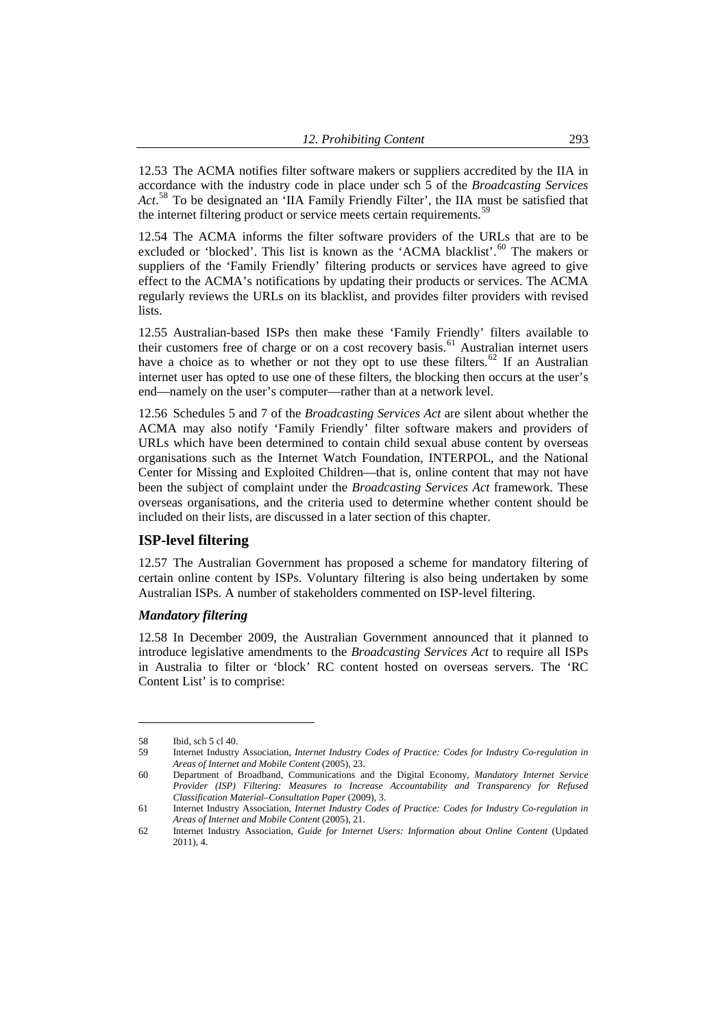12.53 The ACMA notifies filter software makers or suppliers accredited by the IIA in accordance with the industry code in place under sch 5 of the *Broadcasting Services Act*.[58] To be designated an 'IIA Family Friendly Filter', the IIA must be satisfied that the internet filtering product or service meets certain requirements.[59]

12.54 The ACMA informs the filter software providers of the URLs that are to be excluded or 'blocked'. This list is known as the 'ACMA blacklist'.[60] The makers or suppliers of the 'Family Friendly' filtering products or services have agreed to give effect to the ACMA's notifications by updating their products or services. The ACMA regularly reviews the URLs on its blacklist, and provides filter providers with revised lists.

12.55 Australian-based ISPs then make these 'Family Friendly' filters available to their customers free of charge or on a cost recovery basis.[61] Australian internet users have a choice as to whether or not they opt to use these filters.[62] If an Australian internet user has opted to use one of these filters, the blocking then occurs at the user's end—namely on the user's computer—rather than at a network level.

12.56 Schedules 5 and 7 of the *Broadcasting Services Act* are silent about whether the ACMA may also notify 'Family Friendly' filter software makers and providers of URLs which have been determined to contain child sexual abuse content by overseas organisations such as the Internet Watch Foundation, INTERPOL, and the National Center for Missing and Exploited Children—that is, online content that may not have been the subject of complaint under the *Broadcasting Services Act* framework. These overseas organisations, and the criteria used to determine whether content should be included on their lists, are discussed in a later section of this chapter.

## ISP-level filtering

12.57 The Australian Government has proposed a scheme for mandatory filtering of certain online content by ISPs. Voluntary filtering is also being undertaken by some Australian ISPs. A number of stakeholders commented on ISP-level filtering.

### *Mandatory filtering*

12.58 In December 2009, the Australian Government announced that it planned to introduce legislative amendments to the *Broadcasting Services Act* to require all ISPs in Australia to filter or 'block' RC content hosted on overseas servers. The 'RC Content List' is to comprise:

---

58 Ibid, sch 5 cl 40.

59 Internet Industry Association, *Internet Industry Codes of Practice: Codes for Industry Co-regulation in Areas of Internet and Mobile Content* (2005), 23.

60 Department of Broadband, Communications and the Digital Economy, *Mandatory Internet Service Provider (ISP) Filtering: Measures to Increase Accountability and Transparency for Refused Classification Material–Consultation Paper* (2009), 3.

61 Internet Industry Association, *Internet Industry Codes of Practice: Codes for Industry Co-regulation in Areas of Internet and Mobile Content* (2005), 21.

62 Internet Industry Association, *Guide for Internet Users: Information about Online Content* (Updated 2011), 4.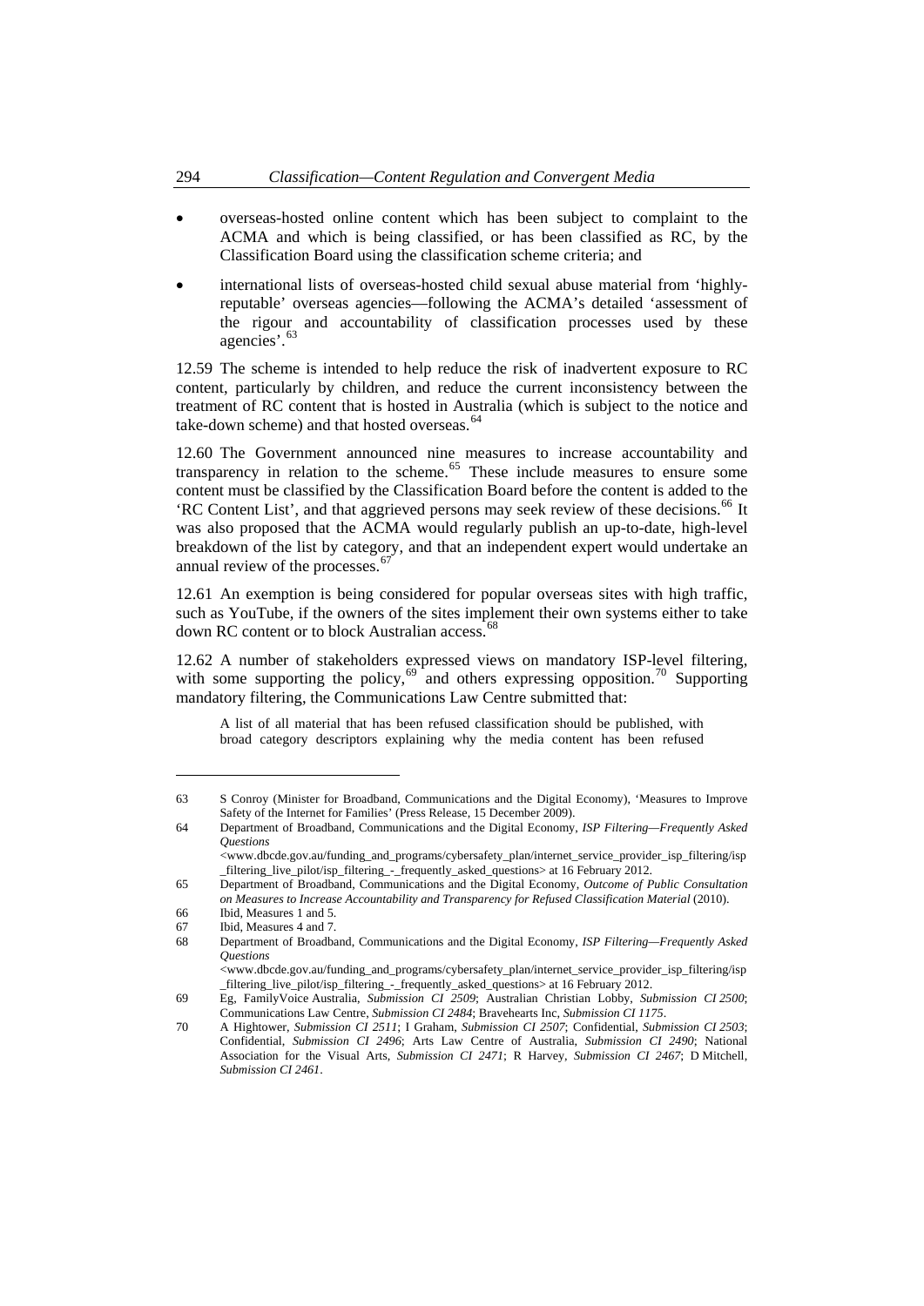- overseas-hosted online content which has been subject to complaint to the ACMA and which is being classified, or has been classified as RC, by the Classification Board using the classification scheme criteria; and
- international lists of overseas-hosted child sexual abuse material from 'highly-reputable' overseas agencies—following the ACMA's detailed 'assessment of the rigour and accountability of classification processes used by these agencies'.[63]

12.59 The scheme is intended to help reduce the risk of inadvertent exposure to RC content, particularly by children, and reduce the current inconsistency between the treatment of RC content that is hosted in Australia (which is subject to the notice and take-down scheme) and that hosted overseas.[64]

12.60 The Government announced nine measures to increase accountability and transparency in relation to the scheme.[65] These include measures to ensure some content must be classified by the Classification Board before the content is added to the 'RC Content List', and that aggrieved persons may seek review of these decisions.[66] It was also proposed that the ACMA would regularly publish an up-to-date, high-level breakdown of the list by category, and that an independent expert would undertake an annual review of the processes.[67]

12.61 An exemption is being considered for popular overseas sites with high traffic, such as YouTube, if the owners of the sites implement their own systems either to take down RC content or to block Australian access.[68]

12.62 A number of stakeholders expressed views on mandatory ISP-level filtering, with some supporting the policy,[69] and others expressing opposition.[70] Supporting mandatory filtering, the Communications Law Centre submitted that:

> A list of all material that has been refused classification should be published, with broad category descriptors explaining why the media content has been refused

---

63 S Conroy (Minister for Broadband, Communications and the Digital Economy), 'Measures to Improve Safety of the Internet for Families' (Press Release, 15 December 2009).

64 Department of Broadband, Communications and the Digital Economy, *ISP Filtering—Frequently Asked Questions* <www.dbcde.gov.au/funding_and_programs/cybersafety_plan/internet_service_provider_isp_filtering/isp_filtering_live_pilot/isp_filtering_-_frequently_asked_questions> at 16 February 2012.

65 Department of Broadband, Communications and the Digital Economy, *Outcome of Public Consultation on Measures to Increase Accountability and Transparency for Refused Classification Material* (2010).

66 Ibid, Measures 1 and 5.

67 Ibid, Measures 4 and 7.

68 Department of Broadband, Communications and the Digital Economy, *ISP Filtering—Frequently Asked Questions* <www.dbcde.gov.au/funding_and_programs/cybersafety_plan/internet_service_provider_isp_filtering/isp_filtering_live_pilot/isp_filtering_-_frequently_asked_questions> at 16 February 2012.

69 Eg, FamilyVoice Australia, *Submission CI 2509*; Australian Christian Lobby, *Submission CI 2500*; Communications Law Centre, *Submission CI 2484*; Bravehearts Inc, *Submission CI 1175*.

70 A Hightower, *Submission CI 2511*; I Graham, *Submission CI 2507*; Confidential, *Submission CI 2503*; Confidential, *Submission CI 2496*; Arts Law Centre of Australia, *Submission CI 2490*; National Association for the Visual Arts, *Submission CI 2471*; R Harvey, *Submission CI 2467*; D Mitchell, *Submission CI 2461*.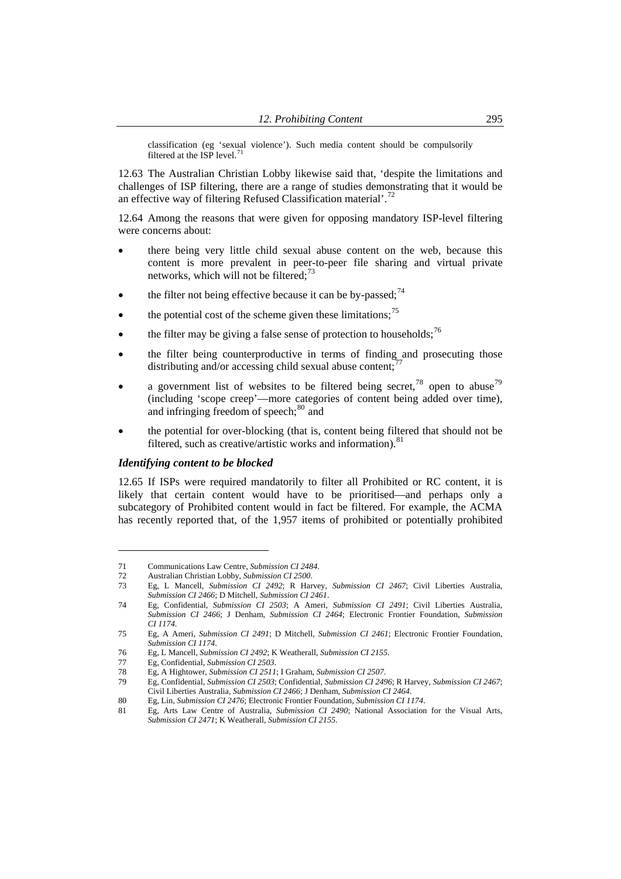classification (eg 'sexual violence'). Such media content should be compulsorily filtered at the ISP level.[71]

12.63 The Australian Christian Lobby likewise said that, 'despite the limitations and challenges of ISP filtering, there are a range of studies demonstrating that it would be an effective way of filtering Refused Classification material'.[72]

12.64 Among the reasons that were given for opposing mandatory ISP-level filtering were concerns about:

- there being very little child sexual abuse content on the web, because this content is more prevalent in peer-to-peer file sharing and virtual private networks, which will not be filtered;[73]
- the filter not being effective because it can be by-passed;[74]
- the potential cost of the scheme given these limitations;[75]
- the filter may be giving a false sense of protection to households;[76]
- the filter being counterproductive in terms of finding and prosecuting those distributing and/or accessing child sexual abuse content;[77]
- a government list of websites to be filtered being secret,[78] open to abuse[79] (including 'scope creep'—more categories of content being added over time), and infringing freedom of speech;[80] and
- the potential for over-blocking (that is, content being filtered that should not be filtered, such as creative/artistic works and information).[81]

### *Identifying content to be blocked*

12.65 If ISPs were required mandatorily to filter all Prohibited or RC content, it is likely that certain content would have to be prioritised—and perhaps only a subcategory of Prohibited content would in fact be filtered. For example, the ACMA has recently reported that, of the 1,957 items of prohibited or potentially prohibited

---

71 Communications Law Centre, *Submission CI 2484*.

72 Australian Christian Lobby, *Submission CI 2500*.

73 Eg, L Mancell, *Submission CI 2492*; R Harvey, *Submission CI 2467*; Civil Liberties Australia, *Submission CI 2466*; D Mitchell, *Submission CI 2461*.

74 Eg, Confidential, *Submission CI 2503*; A Ameri, *Submission CI 2491*; Civil Liberties Australia, *Submission CI 2466*; J Denham, *Submission CI 2464*; Electronic Frontier Foundation, *Submission CI 1174*.

75 Eg, A Ameri, *Submission CI 2491*; D Mitchell, *Submission CI 2461*; Electronic Frontier Foundation, *Submission CI 1174*.

76 Eg, L Mancell, *Submission CI 2492*; K Weatherall, *Submission CI 2155*.

77 Eg, Confidential, *Submission CI 2503*.

78 Eg, A Hightower, *Submission CI 2511*; I Graham, *Submission CI 2507*.

79 Eg, Confidential, *Submission CI 2503*; Confidential, *Submission CI 2496*; R Harvey, *Submission CI 2467*; Civil Liberties Australia, *Submission CI 2466*; J Denham, *Submission CI 2464*.

80 Eg, Lin, *Submission CI 2476*; Electronic Frontier Foundation, *Submission CI 1174*.

81 Eg, Arts Law Centre of Australia, *Submission CI 2490*; National Association for the Visual Arts, *Submission CI 2471*; K Weatherall, *Submission CI 2155*.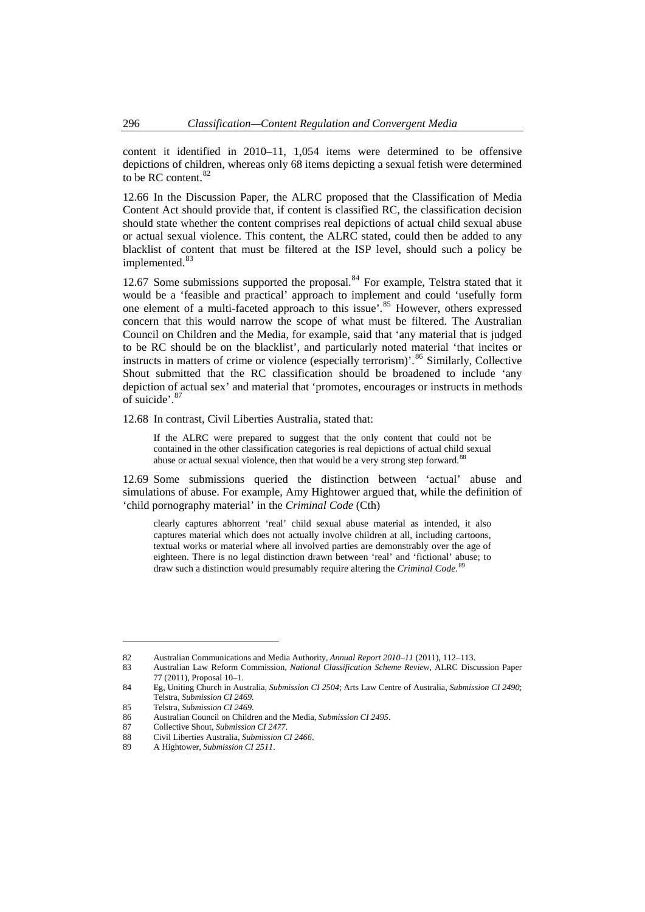content it identified in 2010–11, 1,054 items were determined to be offensive depictions of children, whereas only 68 items depicting a sexual fetish were determined to be RC content.[82]

12.66 In the Discussion Paper, the ALRC proposed that the Classification of Media Content Act should provide that, if content is classified RC, the classification decision should state whether the content comprises real depictions of actual child sexual abuse or actual sexual violence. This content, the ALRC stated, could then be added to any blacklist of content that must be filtered at the ISP level, should such a policy be implemented.[83]

12.67 Some submissions supported the proposal.[84] For example, Telstra stated that it would be a 'feasible and practical' approach to implement and could 'usefully form one element of a multi-faceted approach to this issue'.[85] However, others expressed concern that this would narrow the scope of what must be filtered. The Australian Council on Children and the Media, for example, said that 'any material that is judged to be RC should be on the blacklist', and particularly noted material 'that incites or instructs in matters of crime or violence (especially terrorism)'.[86] Similarly, Collective Shout submitted that the RC classification should be broadened to include 'any depiction of actual sex' and material that 'promotes, encourages or instructs in methods of suicide'.[87]

12.68 In contrast, Civil Liberties Australia, stated that:

> If the ALRC were prepared to suggest that the only content that could not be contained in the other classification categories is real depictions of actual child sexual abuse or actual sexual violence, then that would be a very strong step forward.[88]

12.69 Some submissions queried the distinction between 'actual' abuse and simulations of abuse. For example, Amy Hightower argued that, while the definition of 'child pornography material' in the *Criminal Code* (Cth)

> clearly captures abhorrent 'real' child sexual abuse material as intended, it also captures material which does not actually involve children at all, including cartoons, textual works or material where all involved parties are demonstrably over the age of eighteen. There is no legal distinction drawn between 'real' and 'fictional' abuse; to draw such a distinction would presumably require altering the *Criminal Code*.[89]

---

82 Australian Communications and Media Authority, *Annual Report 2010–11* (2011), 112–113.

83 Australian Law Reform Commission, *National Classification Scheme Review*, ALRC Discussion Paper 77 (2011), Proposal 10–1.

84 Eg, Uniting Church in Australia, *Submission CI 2504*; Arts Law Centre of Australia, *Submission CI 2490*; Telstra, *Submission CI 2469*.

85 Telstra, *Submission CI 2469*.

86 Australian Council on Children and the Media, *Submission CI 2495*.

87 Collective Shout, *Submission CI 2477*.

88 Civil Liberties Australia, *Submission CI 2466*.

89 A Hightower, *Submission CI 2511*.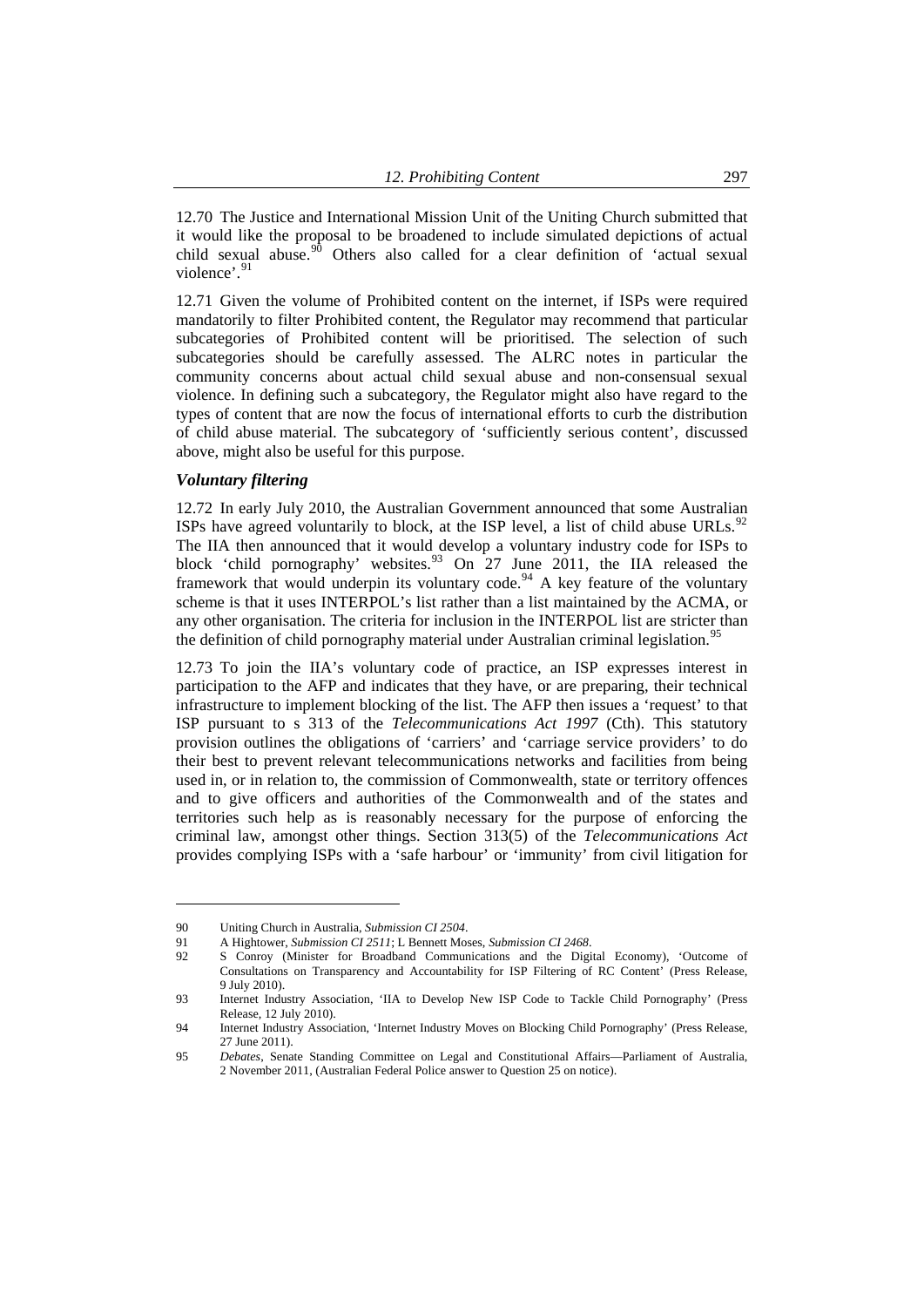12.70 The Justice and International Mission Unit of the Uniting Church submitted that it would like the proposal to be broadened to include simulated depictions of actual child sexual abuse.[90] Others also called for a clear definition of 'actual sexual violence'.[91]

12.71 Given the volume of Prohibited content on the internet, if ISPs were required mandatorily to filter Prohibited content, the Regulator may recommend that particular subcategories of Prohibited content will be prioritised. The selection of such subcategories should be carefully assessed. The ALRC notes in particular the community concerns about actual child sexual abuse and non-consensual sexual violence. In defining such a subcategory, the Regulator might also have regard to the types of content that are now the focus of international efforts to curb the distribution of child abuse material. The subcategory of 'sufficiently serious content', discussed above, might also be useful for this purpose.

### *Voluntary filtering*

12.72 In early July 2010, the Australian Government announced that some Australian ISPs have agreed voluntarily to block, at the ISP level, a list of child abuse URLs.[92] The IIA then announced that it would develop a voluntary industry code for ISPs to block 'child pornography' websites.[93] On 27 June 2011, the IIA released the framework that would underpin its voluntary code.[94] A key feature of the voluntary scheme is that it uses INTERPOL's list rather than a list maintained by the ACMA, or any other organisation. The criteria for inclusion in the INTERPOL list are stricter than the definition of child pornography material under Australian criminal legislation.[95]

12.73 To join the IIA's voluntary code of practice, an ISP expresses interest in participation to the AFP and indicates that they have, or are preparing, their technical infrastructure to implement blocking of the list. The AFP then issues a 'request' to that ISP pursuant to s 313 of the *Telecommunications Act 1997* (Cth). This statutory provision outlines the obligations of 'carriers' and 'carriage service providers' to do their best to prevent relevant telecommunications networks and facilities from being used in, or in relation to, the commission of Commonwealth, state or territory offences and to give officers and authorities of the Commonwealth and of the states and territories such help as is reasonably necessary for the purpose of enforcing the criminal law, amongst other things. Section 313(5) of the *Telecommunications Act* provides complying ISPs with a 'safe harbour' or 'immunity' from civil litigation for

---

90 Uniting Church in Australia, *Submission CI 2504*.

91 A Hightower, *Submission CI 2511*; L Bennett Moses, *Submission CI 2468*.

92 S Conroy (Minister for Broadband Communications and the Digital Economy), 'Outcome of Consultations on Transparency and Accountability for ISP Filtering of RC Content' (Press Release, 9 July 2010).

93 Internet Industry Association, 'IIA to Develop New ISP Code to Tackle Child Pornography' (Press Release, 12 July 2010).

94 Internet Industry Association, 'Internet Industry Moves on Blocking Child Pornography' (Press Release, 27 June 2011).

95 *Debates*, Senate Standing Committee on Legal and Constitutional Affairs—Parliament of Australia, 2 November 2011, (Australian Federal Police answer to Question 25 on notice).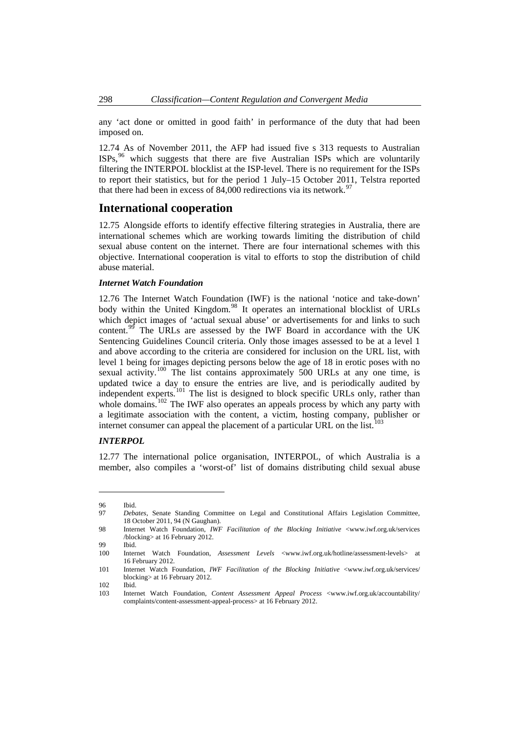any 'act done or omitted in good faith' in performance of the duty that had been imposed on.

12.74 As of November 2011, the AFP had issued five s 313 requests to Australian ISPs,[96] which suggests that there are five Australian ISPs which are voluntarily filtering the INTERPOL blocklist at the ISP-level. There is no requirement for the ISPs to report their statistics, but for the period 1 July–15 October 2011, Telstra reported that there had been in excess of 84,000 redirections via its network.[97]

## International cooperation

12.75 Alongside efforts to identify effective filtering strategies in Australia, there are international schemes which are working towards limiting the distribution of child sexual abuse content on the internet. There are four international schemes with this objective. International cooperation is vital to efforts to stop the distribution of child abuse material.

### *Internet Watch Foundation*

12.76 The Internet Watch Foundation (IWF) is the national 'notice and take-down' body within the United Kingdom.[98] It operates an international blocklist of URLs which depict images of 'actual sexual abuse' or advertisements for and links to such content.[99] The URLs are assessed by the IWF Board in accordance with the UK Sentencing Guidelines Council criteria. Only those images assessed to be at a level 1 and above according to the criteria are considered for inclusion on the URL list, with level 1 being for images depicting persons below the age of 18 in erotic poses with no sexual activity.[100] The list contains approximately 500 URLs at any one time, is updated twice a day to ensure the entries are live, and is periodically audited by independent experts.[101] The list is designed to block specific URLs only, rather than whole domains.[102] The IWF also operates an appeals process by which any party with a legitimate association with the content, a victim, hosting company, publisher or internet consumer can appeal the placement of a particular URL on the list.[103]

### *INTERPOL*

12.77 The international police organisation, INTERPOL, of which Australia is a member, also compiles a 'worst-of' list of domains distributing child sexual abuse

---

96 Ibid.

97 *Debates*, Senate Standing Committee on Legal and Constitutional Affairs Legislation Committee, 18 October 2011, 94 (N Gaughan).

98 Internet Watch Foundation, *IWF Facilitation of the Blocking Initiative* <www.iwf.org.uk/services/blocking> at 16 February 2012.

99 Ibid.

100 Internet Watch Foundation, *Assessment Levels* <www.iwf.org.uk/hotline/assessment-levels> at 16 February 2012.

101 Internet Watch Foundation, *IWF Facilitation of the Blocking Initiative* <www.iwf.org.uk/services/blocking> at 16 February 2012.

102 Ibid.

103 Internet Watch Foundation, *Content Assessment Appeal Process* <www.iwf.org.uk/accountability/complaints/content-assessment-appeal-process> at 16 February 2012.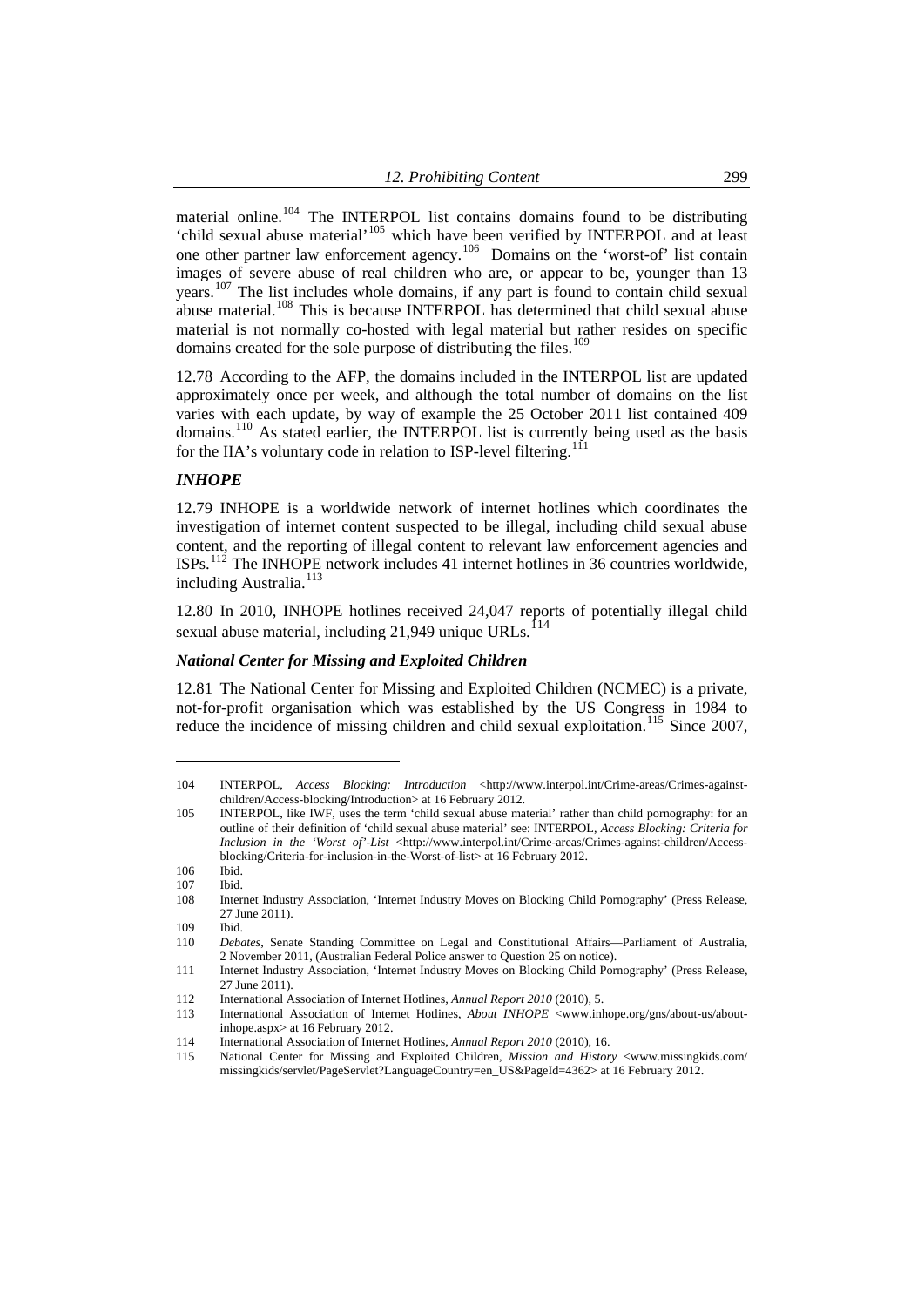material online.[104] The INTERPOL list contains domains found to be distributing 'child sexual abuse material'[105] which have been verified by INTERPOL and at least one other partner law enforcement agency.[106] Domains on the 'worst-of' list contain images of severe abuse of real children who are, or appear to be, younger than 13 years.[107] The list includes whole domains, if any part is found to contain child sexual abuse material.[108] This is because INTERPOL has determined that child sexual abuse material is not normally co-hosted with legal material but rather resides on specific domains created for the sole purpose of distributing the files.[109]

12.78 According to the AFP, the domains included in the INTERPOL list are updated approximately once per week, and although the total number of domains on the list varies with each update, by way of example the 25 October 2011 list contained 409 domains.[110] As stated earlier, the INTERPOL list is currently being used as the basis for the IIA's voluntary code in relation to ISP-level filtering.[111]

### *INHOPE*

12.79 INHOPE is a worldwide network of internet hotlines which coordinates the investigation of internet content suspected to be illegal, including child sexual abuse content, and the reporting of illegal content to relevant law enforcement agencies and ISPs.[112] The INHOPE network includes 41 internet hotlines in 36 countries worldwide, including Australia.[113]

12.80 In 2010, INHOPE hotlines received 24,047 reports of potentially illegal child sexual abuse material, including 21,949 unique URLs.[114]

### *National Center for Missing and Exploited Children*

12.81 The National Center for Missing and Exploited Children (NCMEC) is a private, not-for-profit organisation which was established by the US Congress in 1984 to reduce the incidence of missing children and child sexual exploitation.[115] Since 2007,

---

104 INTERPOL, *Access Blocking: Introduction* <http://www.interpol.int/Crime-areas/Crimes-against-children/Access-blocking/Introduction> at 16 February 2012.

105 INTERPOL, like IWF, uses the term 'child sexual abuse material' rather than child pornography: for an outline of their definition of 'child sexual abuse material' see: INTERPOL, *Access Blocking: Criteria for Inclusion in the 'Worst of'-List* <http://www.interpol.int/Crime-areas/Crimes-against-children/Access-blocking/Criteria-for-inclusion-in-the-Worst-of-list> at 16 February 2012.

106 Ibid.

107 Ibid.

108 Internet Industry Association, 'Internet Industry Moves on Blocking Child Pornography' (Press Release, 27 June 2011).

109 Ibid.

110 *Debates*, Senate Standing Committee on Legal and Constitutional Affairs—Parliament of Australia, 2 November 2011, (Australian Federal Police answer to Question 25 on notice).

111 Internet Industry Association, 'Internet Industry Moves on Blocking Child Pornography' (Press Release, 27 June 2011).

112 International Association of Internet Hotlines, *Annual Report 2010* (2010), 5.

113 International Association of Internet Hotlines, *About INHOPE* <www.inhope.org/gns/about-us/about-inhope.aspx> at 16 February 2012.

114 International Association of Internet Hotlines, *Annual Report 2010* (2010), 16.

115 National Center for Missing and Exploited Children, *Mission and History* <www.missingkids.com/missingkids/servlet/PageServlet?LanguageCountry=en_US&PageId=4362> at 16 February 2012.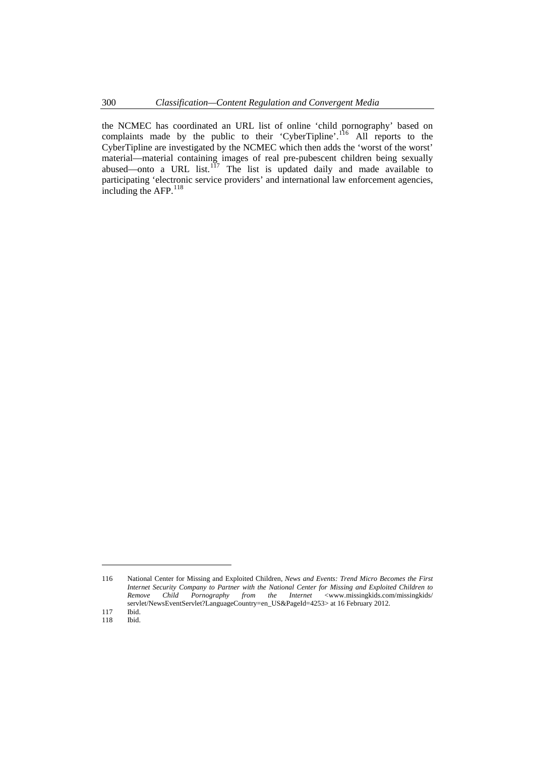the NCMEC has coordinated an URL list of online 'child pornography' based on complaints made by the public to their 'CyberTipline'.[116] All reports to the CyberTipline are investigated by the NCMEC which then adds the 'worst of the worst' material—material containing images of real pre-pubescent children being sexually abused—onto a URL list.[117] The list is updated daily and made available to participating 'electronic service providers' and international law enforcement agencies, including the AFP.[118]

---

116 National Center for Missing and Exploited Children, *News and Events: Trend Micro Becomes the First Internet Security Company to Partner with the National Center for Missing and Exploited Children to Remove Child Pornography from the Internet* <www.missingkids.com/missingkids/servlet/NewsEventServlet?LanguageCountry=en_US&PageId=4253> at 16 February 2012.

117 Ibid.

118 Ibid.